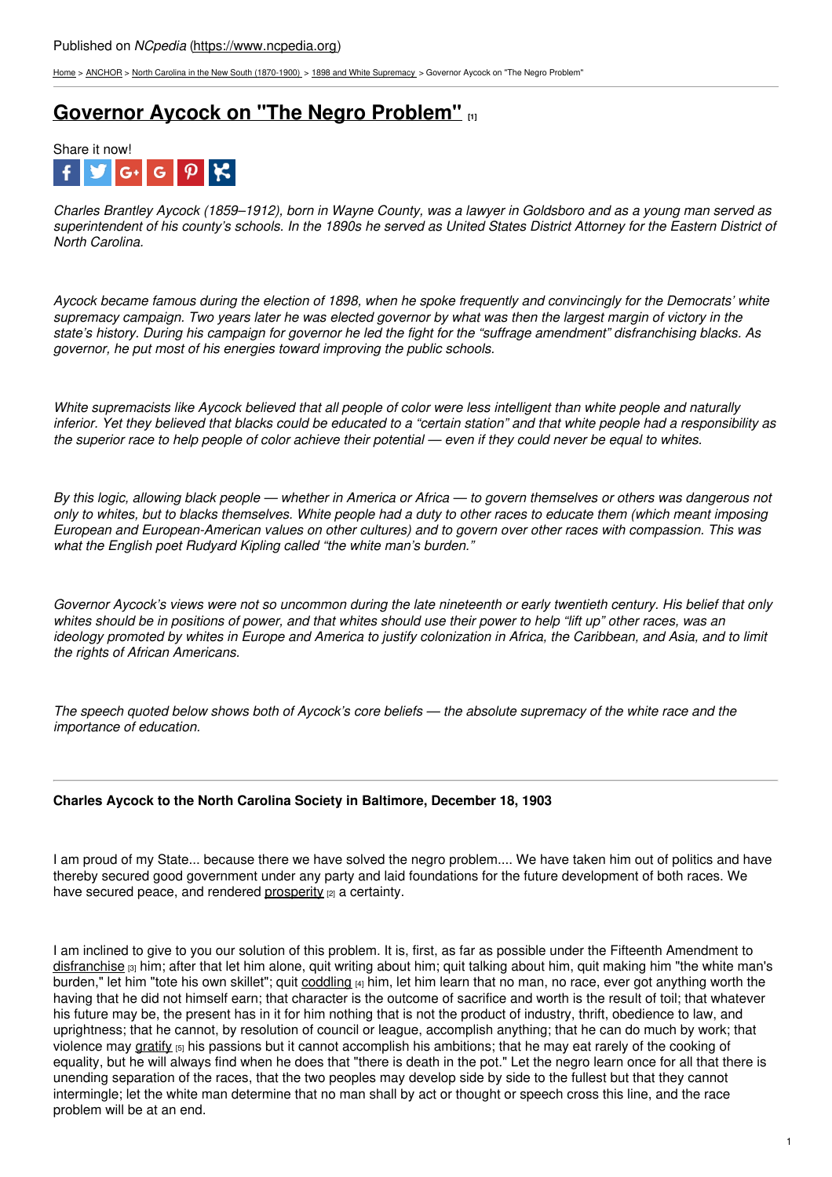Published on *NCpedia* (https://www.ncpedia.org)

Home > ANCHOR > North Carolina in the New South (1870-1900) > 1898 and White Supremacy > Governor Aycock on "The Negro Problem"

# Governor Aycock on "The Negro Problem" [1]

Share it now!

*Charles Brantley Aycock (1859–1912), born in Wayne County, was a lawyer in Goldsboro and as a young man served as superintendent of his county's schools. In the 1890s he served as United States District Attorney for the Eastern District of North Carolina.*

*Aycock became famous during the election of 1898, when he spoke frequently and convincingly for the Democrats' white supremacy campaign. Two years later he was elected governor by what was then the largest margin of victory in the state's history. During his campaign for governor he led the fight for the "suffrage amendment" disfranchising blacks. As governor, he put most of his energies toward improving the public schools.*

*White supremacists like Aycock believed that all people of color were less intelligent than white people and naturally inferior. Yet they believed that blacks could be educated to a "certain station" and that white people had a responsibility as the superior race to help people of color achieve their potential — even if they could never be equal to whites.*

*By this logic, allowing black people — whether in America or Africa — to govern themselves or others was dangerous not only to whites, but to blacks themselves. White people had a duty to other races to educate them (which meant imposing European and European-American values on other cultures) and to govern over other races with compassion. This was what the English poet Rudyard Kipling called "the white man's burden."*

*Governor Aycock's views were not so uncommon during the late nineteenth or early twentieth century. His belief that only whites should be in positions of power, and that whites should use their power to help "lift up" other races, was an ideology promoted by whites in Europe and America to justify colonization in Africa, the Caribbean, and Asia, and to limit the rights of African Americans.*

*The speech quoted below shows both of Aycock's core beliefs — the absolute supremacy of the white race and the importance of education.*

---

**Charles Aycock to the North Carolina Society in Baltimore, December 18, 1903**

I am proud of my State... because there we have solved the negro problem.... We have taken him out of politics and have thereby secured good government under any party and laid foundations for the future development of both races. We have secured peace, and rendered prosperity [2] a certainty.

I am inclined to give to you our solution of this problem. It is, first, as far as possible under the Fifteenth Amendment to disfranchise [3] him; after that let him alone, quit writing about him; quit talking about him, quit making him "the white man's burden," let him "tote his own skillet"; quit coddling [4] him, let him learn that no man, no race, ever got anything worth the having that he did not himself earn; that character is the outcome of sacrifice and worth is the result of toil; that whatever his future may be, the present has in it for him nothing that is not the product of industry, thrift, obedience to law, and uprightness; that he cannot, by resolution of council or league, accomplish anything; that he can do much by work; that violence may gratify [5] his passions but it cannot accomplish his ambitions; that he may eat rarely of the cooking of equality, but he will always find when he does that "there is death in the pot." Let the negro learn once for all that there is unending separation of the races, that the two peoples may develop side by side to the fullest but that they cannot intermingle; let the white man determine that no man shall by act or thought or speech cross this line, and the race problem will be at an end.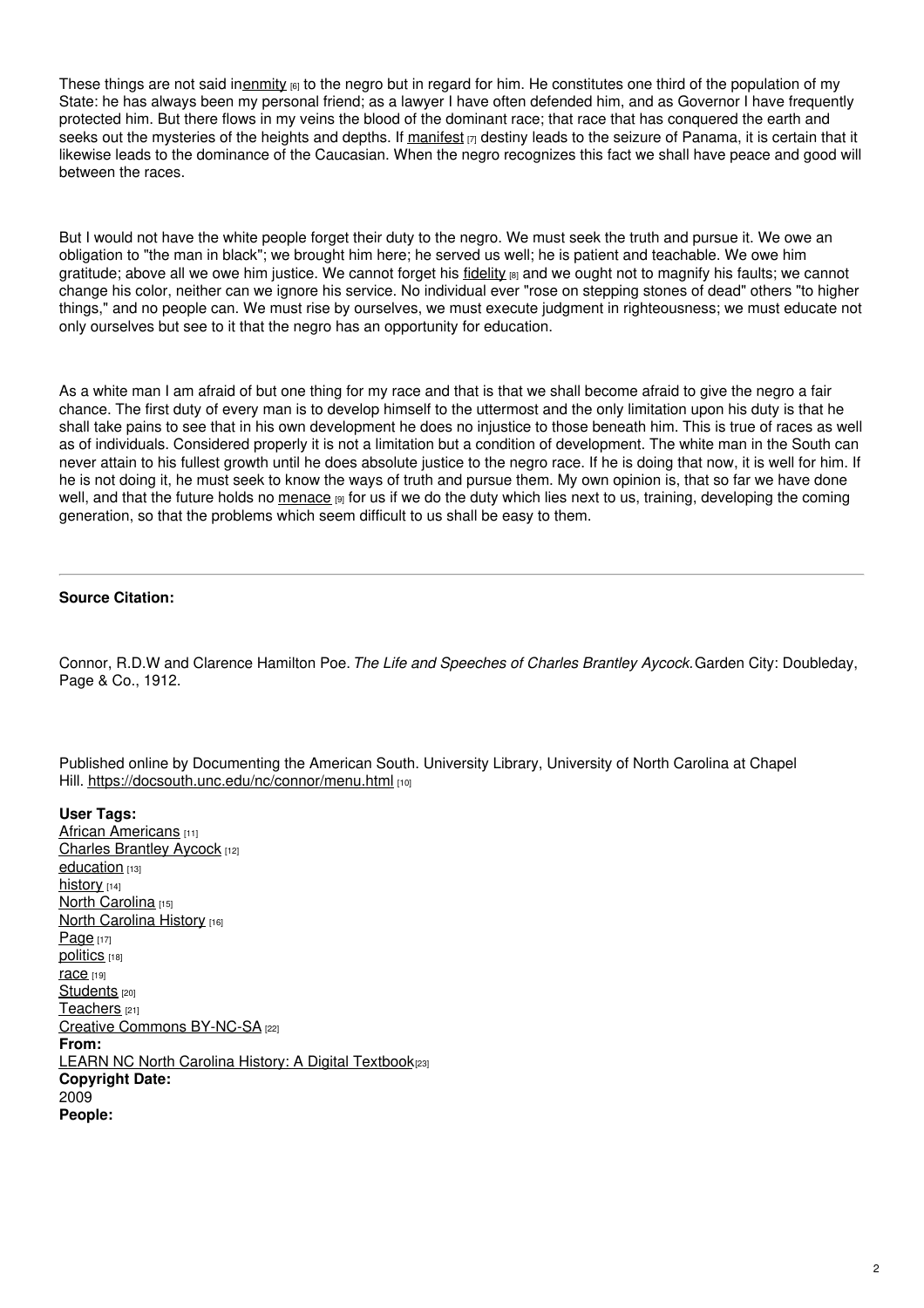These things are not said inenmity [6] to the negro but in regard for him. He constitutes one third of the population of my State: he has always been my personal friend; as a lawyer I have often defended him, and as Governor I have frequently protected him. But there flows in my veins the blood of the dominant race; that race that has conquered the earth and seeks out the mysteries of the heights and depths. If manifest [7] destiny leads to the seizure of Panama, it is certain that it likewise leads to the dominance of the Caucasian. When the negro recognizes this fact we shall have peace and good will between the races.

But I would not have the white people forget their duty to the negro. We must seek the truth and pursue it. We owe an obligation to "the man in black"; we brought him here; he served us well; he is patient and teachable. We owe him gratitude; above all we owe him justice. We cannot forget his fidelity [8] and we ought not to magnify his faults; we cannot change his color, neither can we ignore his service. No individual ever "rose on stepping stones of dead" others "to higher things," and no people can. We must rise by ourselves, we must execute judgment in righteousness; we must educate not only ourselves but see to it that the negro has an opportunity for education.

As a white man I am afraid of but one thing for my race and that is that we shall become afraid to give the negro a fair chance. The first duty of every man is to develop himself to the uttermost and the only limitation upon his duty is that he shall take pains to see that in his own development he does no injustice to those beneath him. This is true of races as well as of individuals. Considered properly it is not a limitation but a condition of development. The white man in the South can never attain to his fullest growth until he does absolute justice to the negro race. If he is doing that now, it is well for him. If he is not doing it, he must seek to know the ways of truth and pursue them. My own opinion is, that so far we have done well, and that the future holds no menace [9] for us if we do the duty which lies next to us, training, developing the coming generation, so that the problems which seem difficult to us shall be easy to them.

---

**Source Citation:**

Connor, R.D.W and Clarence Hamilton Poe. *The Life and Speeches of Charles Brantley Aycock.* Garden City: Doubleday, Page & Co., 1912.

Published online by Documenting the American South. University Library, University of North Carolina at Chapel Hill. https://docsouth.unc.edu/nc/connor/menu.html [10]

**User Tags:**
African Americans [11]
Charles Brantley Aycock [12]
education [13]
history [14]
North Carolina [15]
North Carolina History [16]
Page [17]
politics [18]
race [19]
Students [20]
Teachers [21]
Creative Commons BY-NC-SA [22]
**From:**
LEARN NC North Carolina History: A Digital Textbook [23]
**Copyright Date:**
2009
**People:**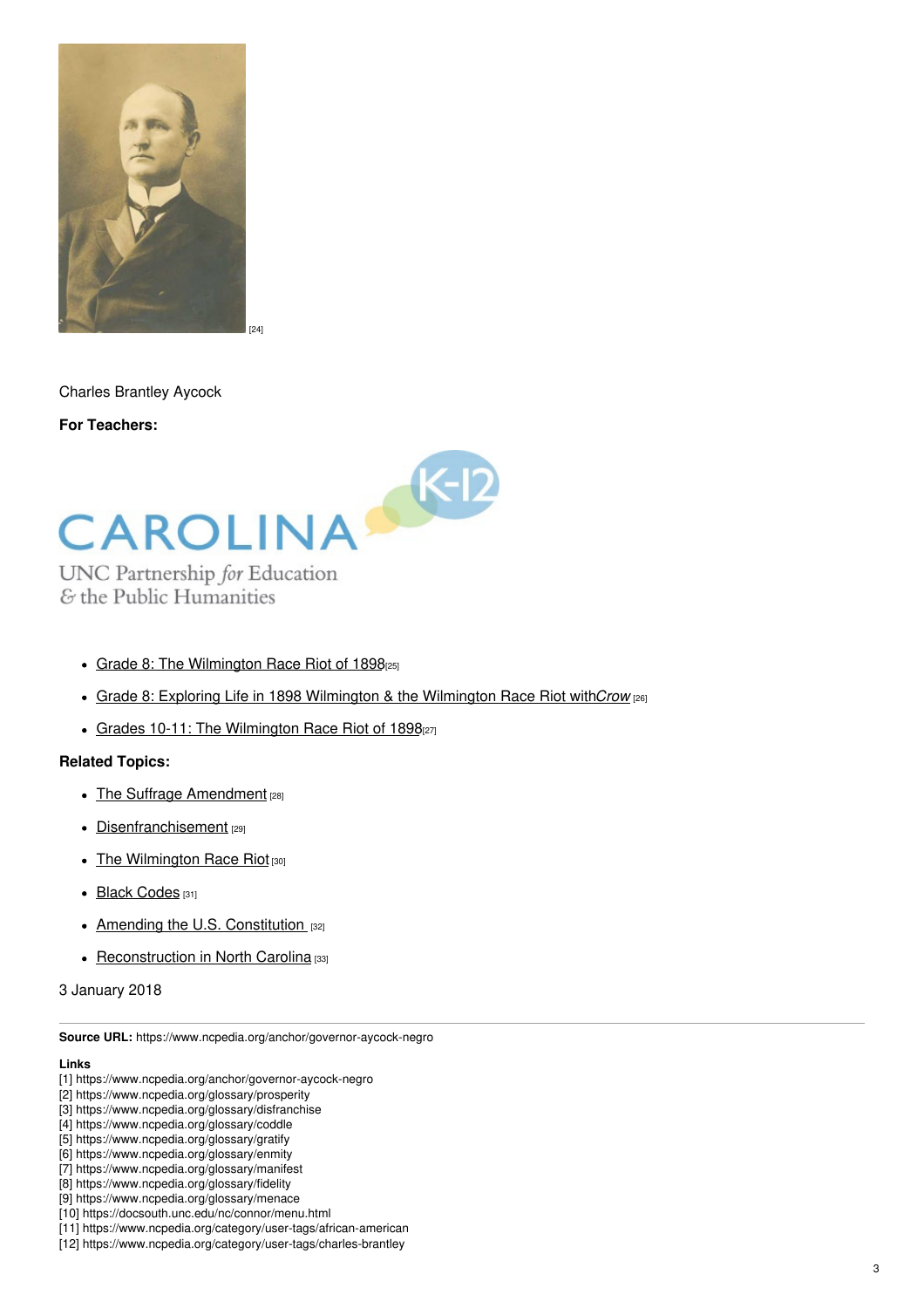[24]

Charles Brantley Aycock

**For Teachers:**

- Grade 8: The Wilmington Race Riot of 1898 [25]
- Grade 8: Exploring Life in 1898 Wilmington & the Wilmington Race Riot with *Crow* [26]
- Grades 10-11: The Wilmington Race Riot of 1898 [27]

**Related Topics:**

- The Suffrage Amendment [28]
- Disenfranchisement [29]
- The Wilmington Race Riot [30]
- Black Codes [31]
- Amending the U.S. Constitution [32]
- Reconstruction in North Carolina [33]

3 January 2018

---

**Source URL:** https://www.ncpedia.org/anchor/governor-aycock-negro

**Links**
[1] https://www.ncpedia.org/anchor/governor-aycock-negro
[2] https://www.ncpedia.org/glossary/prosperity
[3] https://www.ncpedia.org/glossary/disfranchise
[4] https://www.ncpedia.org/glossary/coddle
[5] https://www.ncpedia.org/glossary/gratify
[6] https://www.ncpedia.org/glossary/enmity
[7] https://www.ncpedia.org/glossary/manifest
[8] https://www.ncpedia.org/glossary/fidelity
[9] https://www.ncpedia.org/glossary/menace
[10] https://docsouth.unc.edu/nc/connor/menu.html
[11] https://www.ncpedia.org/category/user-tags/african-american
[12] https://www.ncpedia.org/category/user-tags/charles-brantley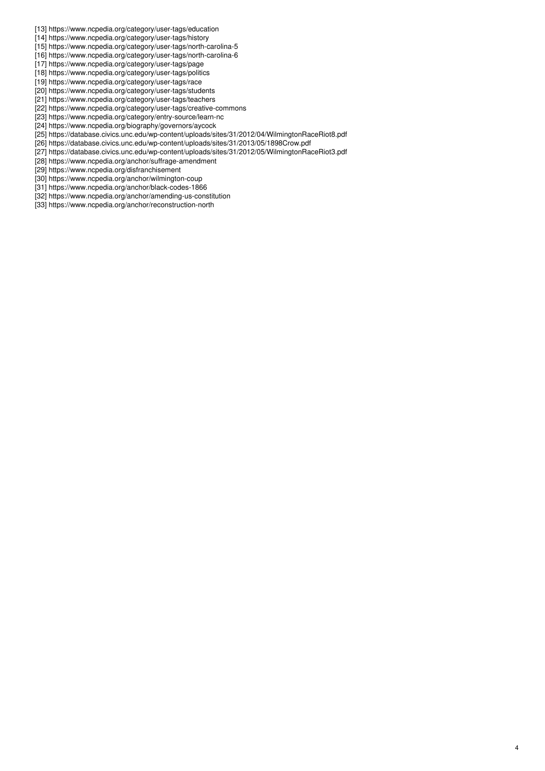[13] https://www.ncpedia.org/category/user-tags/education
[14] https://www.ncpedia.org/category/user-tags/history
[15] https://www.ncpedia.org/category/user-tags/north-carolina-5
[16] https://www.ncpedia.org/category/user-tags/north-carolina-6
[17] https://www.ncpedia.org/category/user-tags/page
[18] https://www.ncpedia.org/category/user-tags/politics
[19] https://www.ncpedia.org/category/user-tags/race
[20] https://www.ncpedia.org/category/user-tags/students
[21] https://www.ncpedia.org/category/user-tags/teachers
[22] https://www.ncpedia.org/category/user-tags/creative-commons
[23] https://www.ncpedia.org/category/entry-source/learn-nc
[24] https://www.ncpedia.org/biography/governors/aycock
[25] https://database.civics.unc.edu/wp-content/uploads/sites/31/2012/04/WilmingtonRaceRiot8.pdf
[26] https://database.civics.unc.edu/wp-content/uploads/sites/31/2013/05/1898Crow.pdf
[27] https://database.civics.unc.edu/wp-content/uploads/sites/31/2012/05/WilmingtonRaceRiot3.pdf
[28] https://www.ncpedia.org/anchor/suffrage-amendment
[29] https://www.ncpedia.org/disfranchisement
[30] https://www.ncpedia.org/anchor/wilmington-coup
[31] https://www.ncpedia.org/anchor/black-codes-1866
[32] https://www.ncpedia.org/anchor/amending-us-constitution
[33] https://www.ncpedia.org/anchor/reconstruction-north